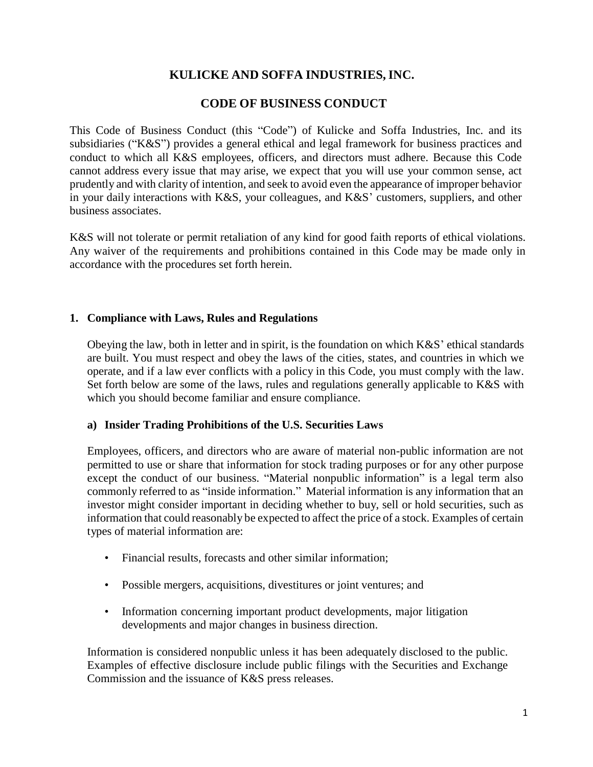# KULICKE AND SOFFA INDUSTRIES, INC.

## CODE OF BUSINESS CONDUCT

This Code of Business Conduct (this "Code") of Kulicke and Soffa Industries, Inc. and its subsidiaries ("K&S") provides a general ethical and legal framework for business practices and conduct to which all K&S employees, officers, and directors must adhere. Because this Code cannot address every issue that may arise, we expect that you will use your common sense, act prudently and with clarity of intention, and seek to avoid even the appearance of improper behavior in your daily interactions with K&S, your colleagues, and K&S' customers, suppliers, and other business associates.

K&S will not tolerate or permit retaliation of any kind for good faith reports of ethical violations. Any waiver of the requirements and prohibitions contained in this Code may be made only in accordance with the procedures set forth herein.

### 1. Compliance with Laws, Rules and Regulations

Obeying the law, both in letter and in spirit, is the foundation on which K&S' ethical standards are built. You must respect and obey the laws of the cities, states, and countries in which we operate, and if a law ever conflicts with a policy in this Code, you must comply with the law. Set forth below are some of the laws, rules and regulations generally applicable to K&S with which you should become familiar and ensure compliance.

#### a) Insider Trading Prohibitions of the U.S. Securities Laws

Employees, officers, and directors who are aware of material non-public information are not permitted to use or share that information for stock trading purposes or for any other purpose except the conduct of our business. "Material nonpublic information" is a legal term also commonly referred to as "inside information." Material information is any information that an investor might consider important in deciding whether to buy, sell or hold securities, such as information that could reasonably be expected to affect the price of a stock. Examples of certain types of material information are:

- Financial results, forecasts and other similar information;
- Possible mergers, acquisitions, divestitures or joint ventures; and
- Information concerning important product developments, major litigation developments and major changes in business direction.

Information is considered nonpublic unless it has been adequately disclosed to the public. Examples of effective disclosure include public filings with the Securities and Exchange Commission and the issuance of K&S press releases.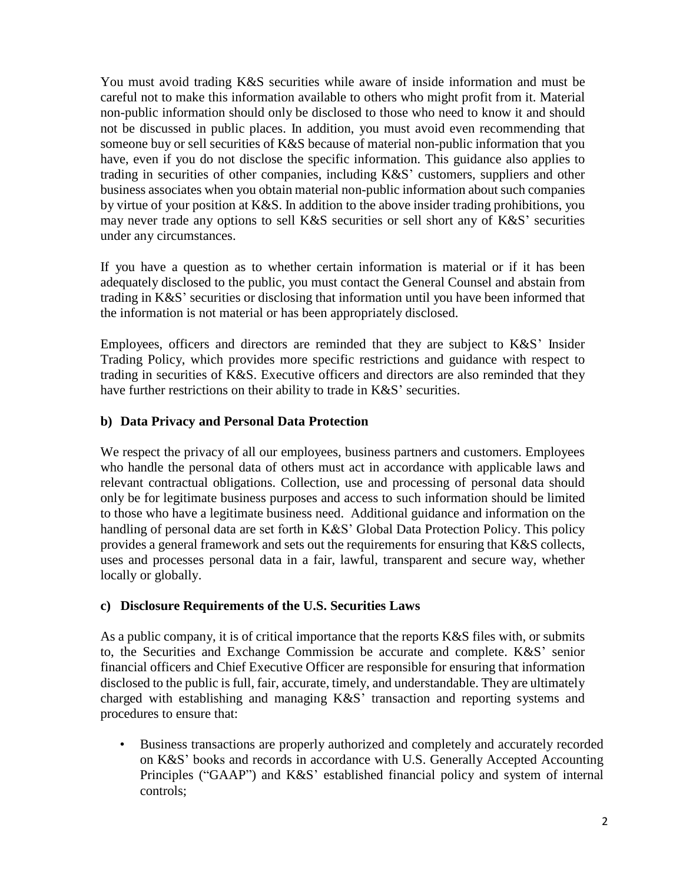You must avoid trading K&S securities while aware of inside information and must be careful not to make this information available to others who might profit from it. Material non-public information should only be disclosed to those who need to know it and should not be discussed in public places. In addition, you must avoid even recommending that someone buy or sell securities of K&S because of material non-public information that you have, even if you do not disclose the specific information. This guidance also applies to trading in securities of other companies, including K&S' customers, suppliers and other business associates when you obtain material non-public information about such companies by virtue of your position at K&S. In addition to the above insider trading prohibitions, you may never trade any options to sell K&S securities or sell short any of K&S' securities under any circumstances.

If you have a question as to whether certain information is material or if it has been adequately disclosed to the public, you must contact the General Counsel and abstain from trading in K&S' securities or disclosing that information until you have been informed that the information is not material or has been appropriately disclosed.

Employees, officers and directors are reminded that they are subject to K&S' Insider Trading Policy, which provides more specific restrictions and guidance with respect to trading in securities of K&S. Executive officers and directors are also reminded that they have further restrictions on their ability to trade in K&S' securities.

**b) Data Privacy and Personal Data Protection**

We respect the privacy of all our employees, business partners and customers. Employees who handle the personal data of others must act in accordance with applicable laws and relevant contractual obligations. Collection, use and processing of personal data should only be for legitimate business purposes and access to such information should be limited to those who have a legitimate business need. Additional guidance and information on the handling of personal data are set forth in K&S' Global Data Protection Policy. This policy provides a general framework and sets out the requirements for ensuring that K&S collects, uses and processes personal data in a fair, lawful, transparent and secure way, whether locally or globally.

**c) Disclosure Requirements of the U.S. Securities Laws**

As a public company, it is of critical importance that the reports K&S files with, or submits to, the Securities and Exchange Commission be accurate and complete. K&S' senior financial officers and Chief Executive Officer are responsible for ensuring that information disclosed to the public is full, fair, accurate, timely, and understandable. They are ultimately charged with establishing and managing K&S' transaction and reporting systems and procedures to ensure that:

- Business transactions are properly authorized and completely and accurately recorded on K&S' books and records in accordance with U.S. Generally Accepted Accounting Principles ("GAAP") and K&S' established financial policy and system of internal controls;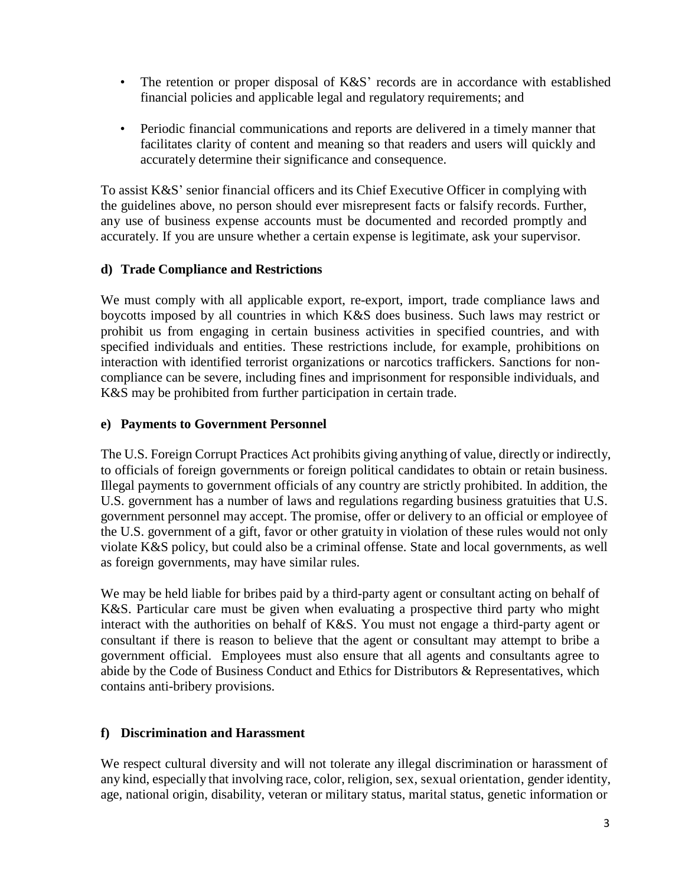- The retention or proper disposal of K&S' records are in accordance with established financial policies and applicable legal and regulatory requirements; and
- Periodic financial communications and reports are delivered in a timely manner that facilitates clarity of content and meaning so that readers and users will quickly and accurately determine their significance and consequence.

To assist K&S' senior financial officers and its Chief Executive Officer in complying with the guidelines above, no person should ever misrepresent facts or falsify records. Further, any use of business expense accounts must be documented and recorded promptly and accurately. If you are unsure whether a certain expense is legitimate, ask your supervisor.

### d) Trade Compliance and Restrictions

We must comply with all applicable export, re-export, import, trade compliance laws and boycotts imposed by all countries in which K&S does business. Such laws may restrict or prohibit us from engaging in certain business activities in specified countries, and with specified individuals and entities. These restrictions include, for example, prohibitions on interaction with identified terrorist organizations or narcotics traffickers. Sanctions for non-compliance can be severe, including fines and imprisonment for responsible individuals, and K&S may be prohibited from further participation in certain trade.

### e) Payments to Government Personnel

The U.S. Foreign Corrupt Practices Act prohibits giving anything of value, directly or indirectly, to officials of foreign governments or foreign political candidates to obtain or retain business. Illegal payments to government officials of any country are strictly prohibited. In addition, the U.S. government has a number of laws and regulations regarding business gratuities that U.S. government personnel may accept. The promise, offer or delivery to an official or employee of the U.S. government of a gift, favor or other gratuity in violation of these rules would not only violate K&S policy, but could also be a criminal offense. State and local governments, as well as foreign governments, may have similar rules.

We may be held liable for bribes paid by a third-party agent or consultant acting on behalf of K&S. Particular care must be given when evaluating a prospective third party who might interact with the authorities on behalf of K&S. You must not engage a third-party agent or consultant if there is reason to believe that the agent or consultant may attempt to bribe a government official. Employees must also ensure that all agents and consultants agree to abide by the Code of Business Conduct and Ethics for Distributors & Representatives, which contains anti-bribery provisions.

### f) Discrimination and Harassment

We respect cultural diversity and will not tolerate any illegal discrimination or harassment of any kind, especially that involving race, color, religion, sex, sexual orientation, gender identity, age, national origin, disability, veteran or military status, marital status, genetic information or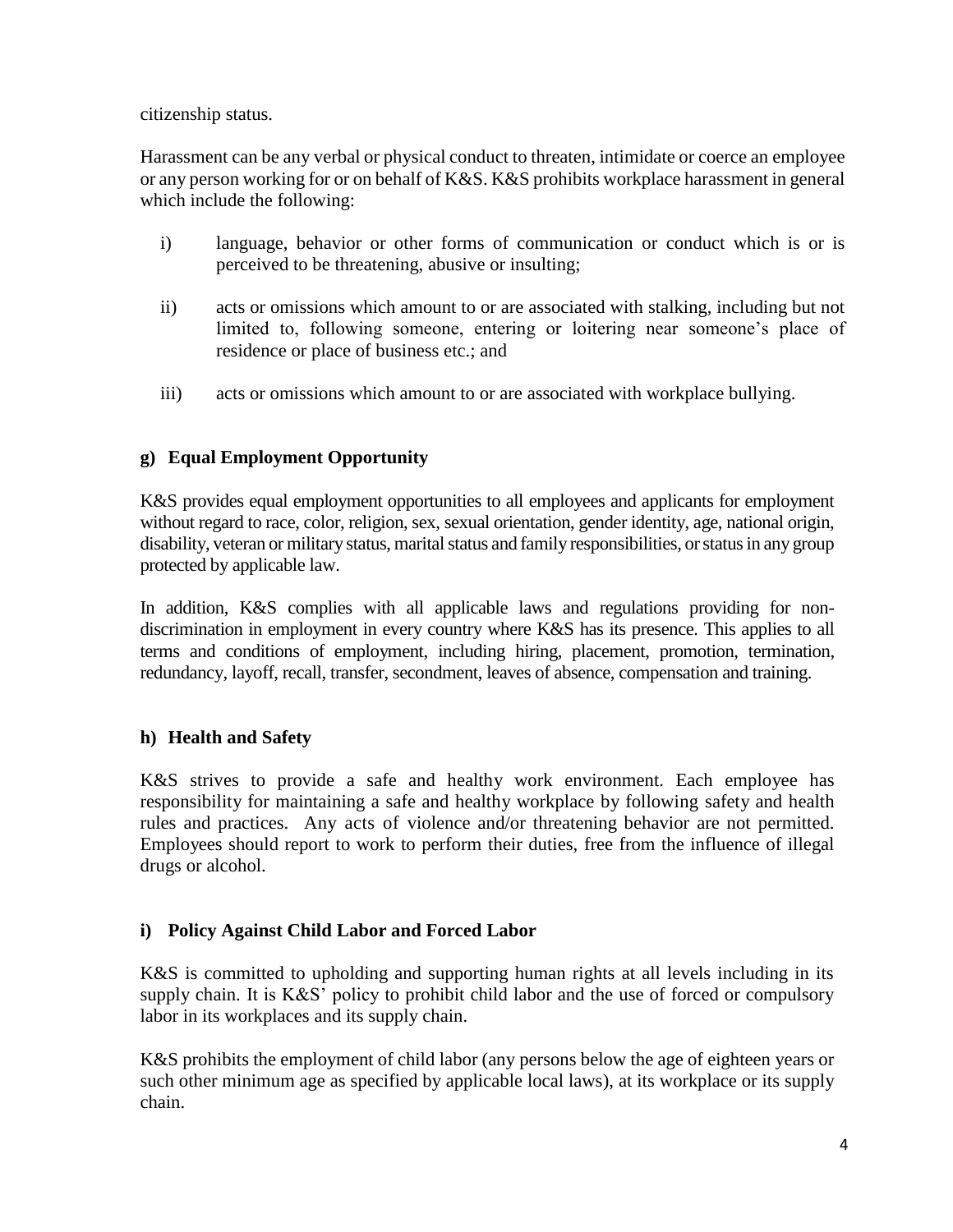citizenship status.

Harassment can be any verbal or physical conduct to threaten, intimidate or coerce an employee or any person working for or on behalf of K&S. K&S prohibits workplace harassment in general which include the following:

i) language, behavior or other forms of communication or conduct which is or is perceived to be threatening, abusive or insulting;

ii) acts or omissions which amount to or are associated with stalking, including but not limited to, following someone, entering or loitering near someone's place of residence or place of business etc.; and

iii) acts or omissions which amount to or are associated with workplace bullying.

### g) Equal Employment Opportunity

K&S provides equal employment opportunities to all employees and applicants for employment without regard to race, color, religion, sex, sexual orientation, gender identity, age, national origin, disability, veteran or military status, marital status and family responsibilities, or status in any group protected by applicable law.

In addition, K&S complies with all applicable laws and regulations providing for non-discrimination in employment in every country where K&S has its presence. This applies to all terms and conditions of employment, including hiring, placement, promotion, termination, redundancy, layoff, recall, transfer, secondment, leaves of absence, compensation and training.

### h) Health and Safety

K&S strives to provide a safe and healthy work environment. Each employee has responsibility for maintaining a safe and healthy workplace by following safety and health rules and practices. Any acts of violence and/or threatening behavior are not permitted. Employees should report to work to perform their duties, free from the influence of illegal drugs or alcohol.

### i) Policy Against Child Labor and Forced Labor

K&S is committed to upholding and supporting human rights at all levels including in its supply chain. It is K&S' policy to prohibit child labor and the use of forced or compulsory labor in its workplaces and its supply chain.

K&S prohibits the employment of child labor (any persons below the age of eighteen years or such other minimum age as specified by applicable local laws), at its workplace or its supply chain.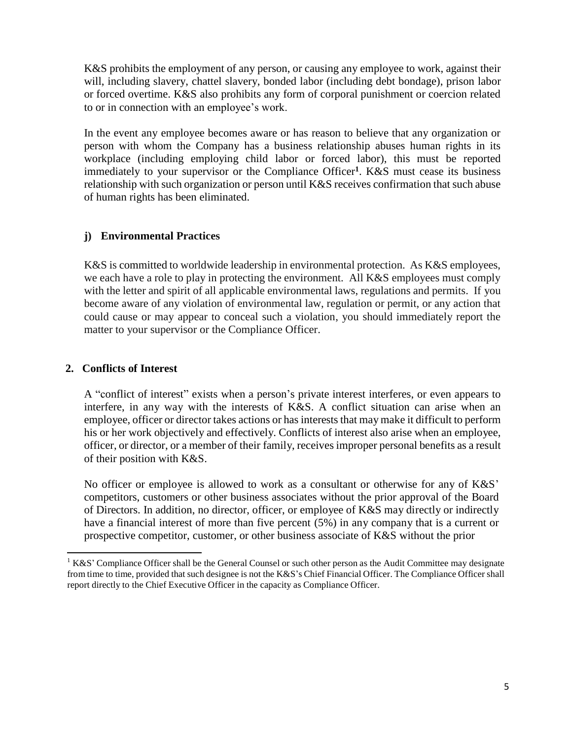K&S prohibits the employment of any person, or causing any employee to work, against their will, including slavery, chattel slavery, bonded labor (including debt bondage), prison labor or forced overtime. K&S also prohibits any form of corporal punishment or coercion related to or in connection with an employee's work.

In the event any employee becomes aware or has reason to believe that any organization or person with whom the Company has a business relationship abuses human rights in its workplace (including employing child labor or forced labor), this must be reported immediately to your supervisor or the Compliance Officer[1]. K&S must cease its business relationship with such organization or person until K&S receives confirmation that such abuse of human rights has been eliminated.

### j) Environmental Practices

K&S is committed to worldwide leadership in environmental protection. As K&S employees, we each have a role to play in protecting the environment. All K&S employees must comply with the letter and spirit of all applicable environmental laws, regulations and permits. If you become aware of any violation of environmental law, regulation or permit, or any action that could cause or may appear to conceal such a violation, you should immediately report the matter to your supervisor or the Compliance Officer.

## 2. Conflicts of Interest

A "conflict of interest" exists when a person's private interest interferes, or even appears to interfere, in any way with the interests of K&S. A conflict situation can arise when an employee, officer or director takes actions or has interests that may make it difficult to perform his or her work objectively and effectively. Conflicts of interest also arise when an employee, officer, or director, or a member of their family, receives improper personal benefits as a result of their position with K&S.

No officer or employee is allowed to work as a consultant or otherwise for any of K&S' competitors, customers or other business associates without the prior approval of the Board of Directors. In addition, no director, officer, or employee of K&S may directly or indirectly have a financial interest of more than five percent (5%) in any company that is a current or prospective competitor, customer, or other business associate of K&S without the prior

---

[1] K&S' Compliance Officer shall be the General Counsel or such other person as the Audit Committee may designate from time to time, provided that such designee is not the K&S's Chief Financial Officer. The Compliance Officer shall report directly to the Chief Executive Officer in the capacity as Compliance Officer.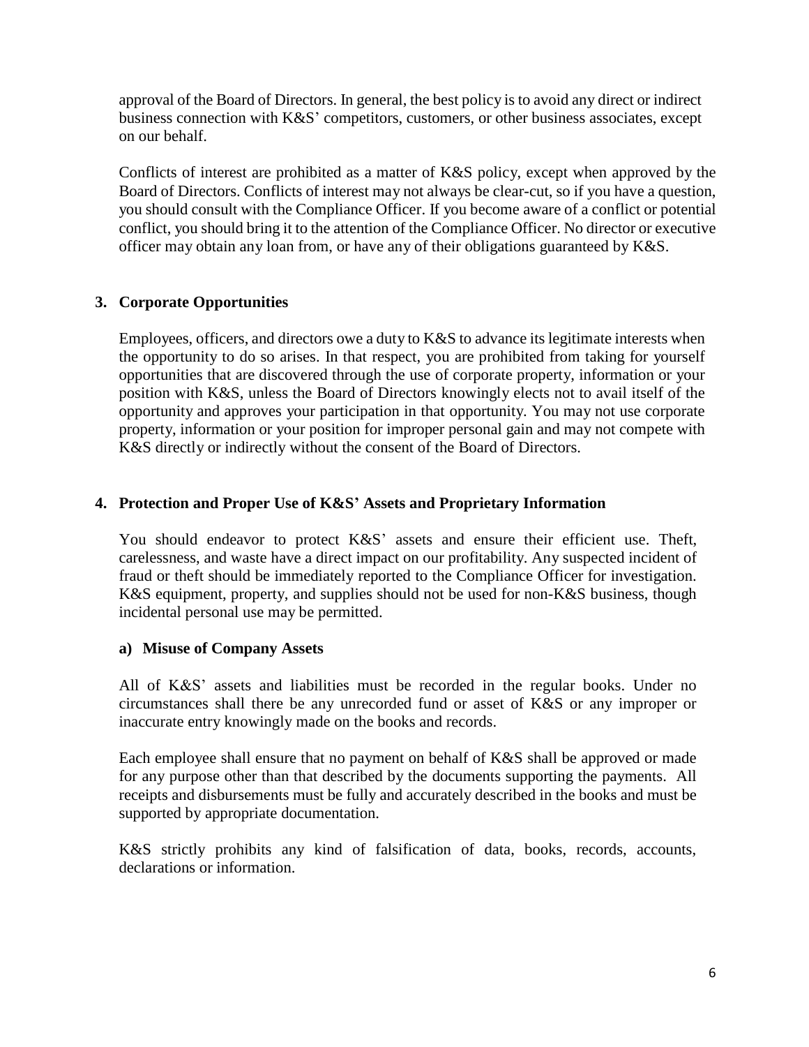approval of the Board of Directors. In general, the best policy is to avoid any direct or indirect business connection with K&S' competitors, customers, or other business associates, except on our behalf.

Conflicts of interest are prohibited as a matter of K&S policy, except when approved by the Board of Directors. Conflicts of interest may not always be clear-cut, so if you have a question, you should consult with the Compliance Officer. If you become aware of a conflict or potential conflict, you should bring it to the attention of the Compliance Officer. No director or executive officer may obtain any loan from, or have any of their obligations guaranteed by K&S.

## 3. Corporate Opportunities

Employees, officers, and directors owe a duty to K&S to advance its legitimate interests when the opportunity to do so arises. In that respect, you are prohibited from taking for yourself opportunities that are discovered through the use of corporate property, information or your position with K&S, unless the Board of Directors knowingly elects not to avail itself of the opportunity and approves your participation in that opportunity. You may not use corporate property, information or your position for improper personal gain and may not compete with K&S directly or indirectly without the consent of the Board of Directors.

## 4. Protection and Proper Use of K&S' Assets and Proprietary Information

You should endeavor to protect K&S' assets and ensure their efficient use. Theft, carelessness, and waste have a direct impact on our profitability. Any suspected incident of fraud or theft should be immediately reported to the Compliance Officer for investigation. K&S equipment, property, and supplies should not be used for non-K&S business, though incidental personal use may be permitted.

### a) Misuse of Company Assets

All of K&S' assets and liabilities must be recorded in the regular books. Under no circumstances shall there be any unrecorded fund or asset of K&S or any improper or inaccurate entry knowingly made on the books and records.

Each employee shall ensure that no payment on behalf of K&S shall be approved or made for any purpose other than that described by the documents supporting the payments. All receipts and disbursements must be fully and accurately described in the books and must be supported by appropriate documentation.

K&S strictly prohibits any kind of falsification of data, books, records, accounts, declarations or information.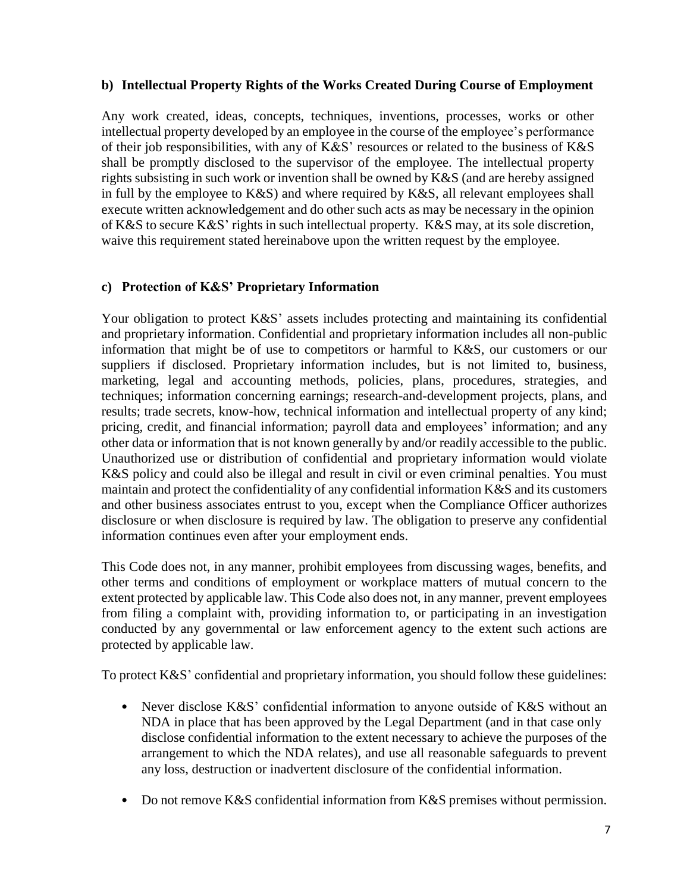### b) Intellectual Property Rights of the Works Created During Course of Employment

Any work created, ideas, concepts, techniques, inventions, processes, works or other intellectual property developed by an employee in the course of the employee's performance of their job responsibilities, with any of K&S' resources or related to the business of K&S shall be promptly disclosed to the supervisor of the employee. The intellectual property rights subsisting in such work or invention shall be owned by K&S (and are hereby assigned in full by the employee to K&S) and where required by K&S, all relevant employees shall execute written acknowledgement and do other such acts as may be necessary in the opinion of K&S to secure K&S' rights in such intellectual property. K&S may, at its sole discretion, waive this requirement stated hereinabove upon the written request by the employee.

### c) Protection of K&S' Proprietary Information

Your obligation to protect K&S' assets includes protecting and maintaining its confidential and proprietary information. Confidential and proprietary information includes all non-public information that might be of use to competitors or harmful to K&S, our customers or our suppliers if disclosed. Proprietary information includes, but is not limited to, business, marketing, legal and accounting methods, policies, plans, procedures, strategies, and techniques; information concerning earnings; research-and-development projects, plans, and results; trade secrets, know-how, technical information and intellectual property of any kind; pricing, credit, and financial information; payroll data and employees' information; and any other data or information that is not known generally by and/or readily accessible to the public. Unauthorized use or distribution of confidential and proprietary information would violate K&S policy and could also be illegal and result in civil or even criminal penalties. You must maintain and protect the confidentiality of any confidential information K&S and its customers and other business associates entrust to you, except when the Compliance Officer authorizes disclosure or when disclosure is required by law. The obligation to preserve any confidential information continues even after your employment ends.

This Code does not, in any manner, prohibit employees from discussing wages, benefits, and other terms and conditions of employment or workplace matters of mutual concern to the extent protected by applicable law. This Code also does not, in any manner, prevent employees from filing a complaint with, providing information to, or participating in an investigation conducted by any governmental or law enforcement agency to the extent such actions are protected by applicable law.

To protect K&S' confidential and proprietary information, you should follow these guidelines:

- Never disclose K&S' confidential information to anyone outside of K&S without an NDA in place that has been approved by the Legal Department (and in that case only disclose confidential information to the extent necessary to achieve the purposes of the arrangement to which the NDA relates), and use all reasonable safeguards to prevent any loss, destruction or inadvertent disclosure of the confidential information.
- Do not remove K&S confidential information from K&S premises without permission.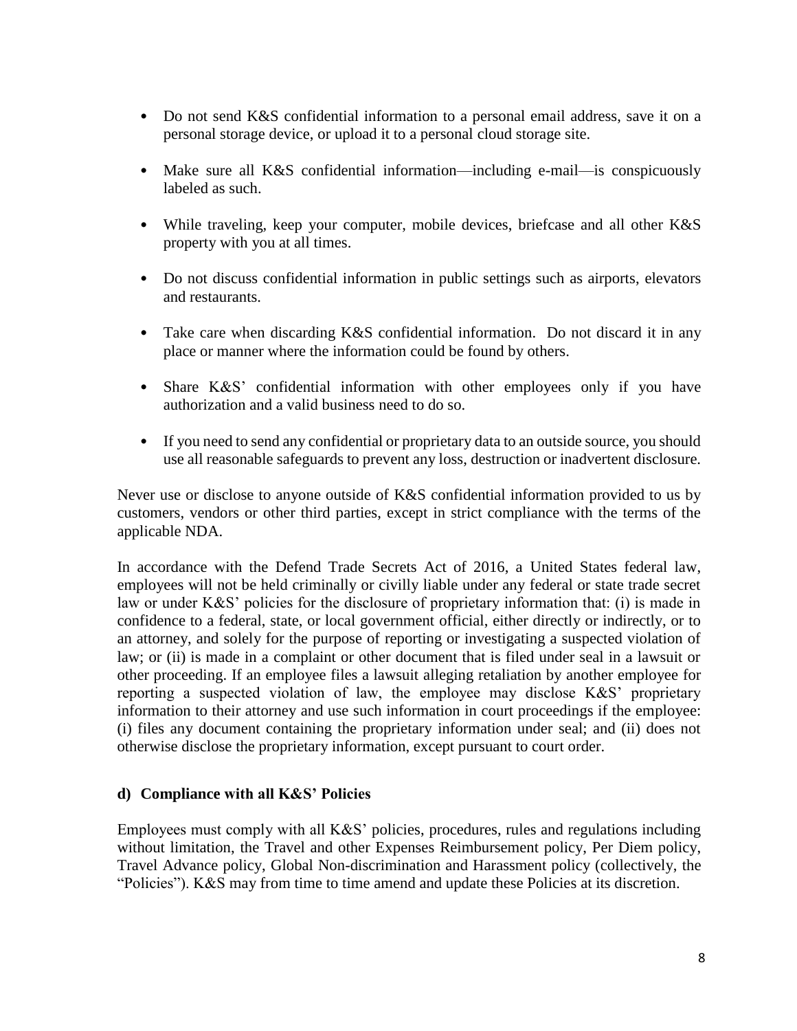- Do not send K&S confidential information to a personal email address, save it on a personal storage device, or upload it to a personal cloud storage site.

- Make sure all K&S confidential information—including e-mail—is conspicuously labeled as such.

- While traveling, keep your computer, mobile devices, briefcase and all other K&S property with you at all times.

- Do not discuss confidential information in public settings such as airports, elevators and restaurants.

- Take care when discarding K&S confidential information. Do not discard it in any place or manner where the information could be found by others.

- Share K&S' confidential information with other employees only if you have authorization and a valid business need to do so.

- If you need to send any confidential or proprietary data to an outside source, you should use all reasonable safeguards to prevent any loss, destruction or inadvertent disclosure.

Never use or disclose to anyone outside of K&S confidential information provided to us by customers, vendors or other third parties, except in strict compliance with the terms of the applicable NDA.

In accordance with the Defend Trade Secrets Act of 2016, a United States federal law, employees will not be held criminally or civilly liable under any federal or state trade secret law or under K&S' policies for the disclosure of proprietary information that: (i) is made in confidence to a federal, state, or local government official, either directly or indirectly, or to an attorney, and solely for the purpose of reporting or investigating a suspected violation of law; or (ii) is made in a complaint or other document that is filed under seal in a lawsuit or other proceeding. If an employee files a lawsuit alleging retaliation by another employee for reporting a suspected violation of law, the employee may disclose K&S' proprietary information to their attorney and use such information in court proceedings if the employee: (i) files any document containing the proprietary information under seal; and (ii) does not otherwise disclose the proprietary information, except pursuant to court order.

### d) Compliance with all K&S' Policies

Employees must comply with all K&S' policies, procedures, rules and regulations including without limitation, the Travel and other Expenses Reimbursement policy, Per Diem policy, Travel Advance policy, Global Non-discrimination and Harassment policy (collectively, the "Policies"). K&S may from time to time amend and update these Policies at its discretion.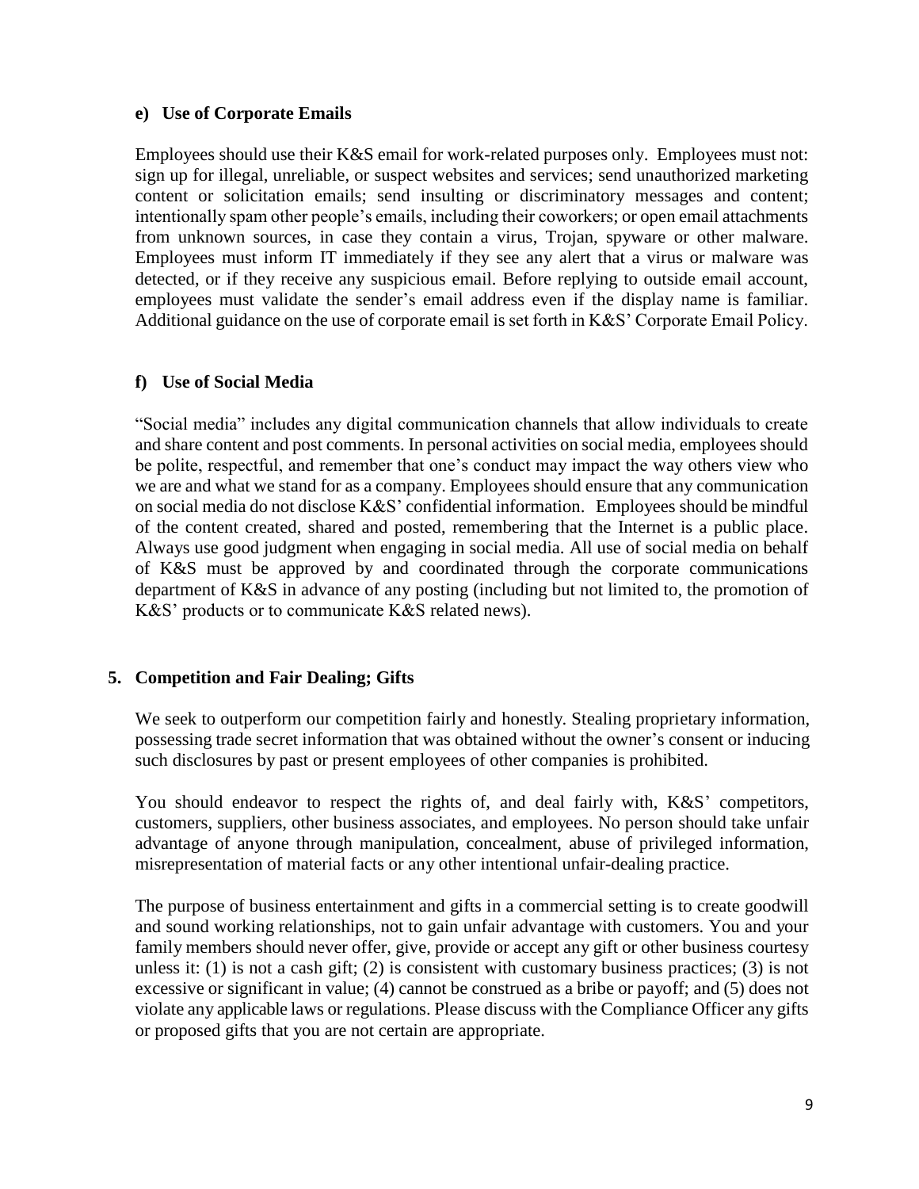### e) Use of Corporate Emails

Employees should use their K&S email for work-related purposes only. Employees must not: sign up for illegal, unreliable, or suspect websites and services; send unauthorized marketing content or solicitation emails; send insulting or discriminatory messages and content; intentionally spam other people's emails, including their coworkers; or open email attachments from unknown sources, in case they contain a virus, Trojan, spyware or other malware. Employees must inform IT immediately if they see any alert that a virus or malware was detected, or if they receive any suspicious email. Before replying to outside email account, employees must validate the sender's email address even if the display name is familiar. Additional guidance on the use of corporate email is set forth in K&S' Corporate Email Policy.

### f) Use of Social Media

"Social media" includes any digital communication channels that allow individuals to create and share content and post comments. In personal activities on social media, employees should be polite, respectful, and remember that one's conduct may impact the way others view who we are and what we stand for as a company. Employees should ensure that any communication on social media do not disclose K&S' confidential information. Employees should be mindful of the content created, shared and posted, remembering that the Internet is a public place. Always use good judgment when engaging in social media. All use of social media on behalf of K&S must be approved by and coordinated through the corporate communications department of K&S in advance of any posting (including but not limited to, the promotion of K&S' products or to communicate K&S related news).

## 5. Competition and Fair Dealing; Gifts

We seek to outperform our competition fairly and honestly. Stealing proprietary information, possessing trade secret information that was obtained without the owner's consent or inducing such disclosures by past or present employees of other companies is prohibited.

You should endeavor to respect the rights of, and deal fairly with, K&S' competitors, customers, suppliers, other business associates, and employees. No person should take unfair advantage of anyone through manipulation, concealment, abuse of privileged information, misrepresentation of material facts or any other intentional unfair-dealing practice.

The purpose of business entertainment and gifts in a commercial setting is to create goodwill and sound working relationships, not to gain unfair advantage with customers. You and your family members should never offer, give, provide or accept any gift or other business courtesy unless it: (1) is not a cash gift; (2) is consistent with customary business practices; (3) is not excessive or significant in value; (4) cannot be construed as a bribe or payoff; and (5) does not violate any applicable laws or regulations. Please discuss with the Compliance Officer any gifts or proposed gifts that you are not certain are appropriate.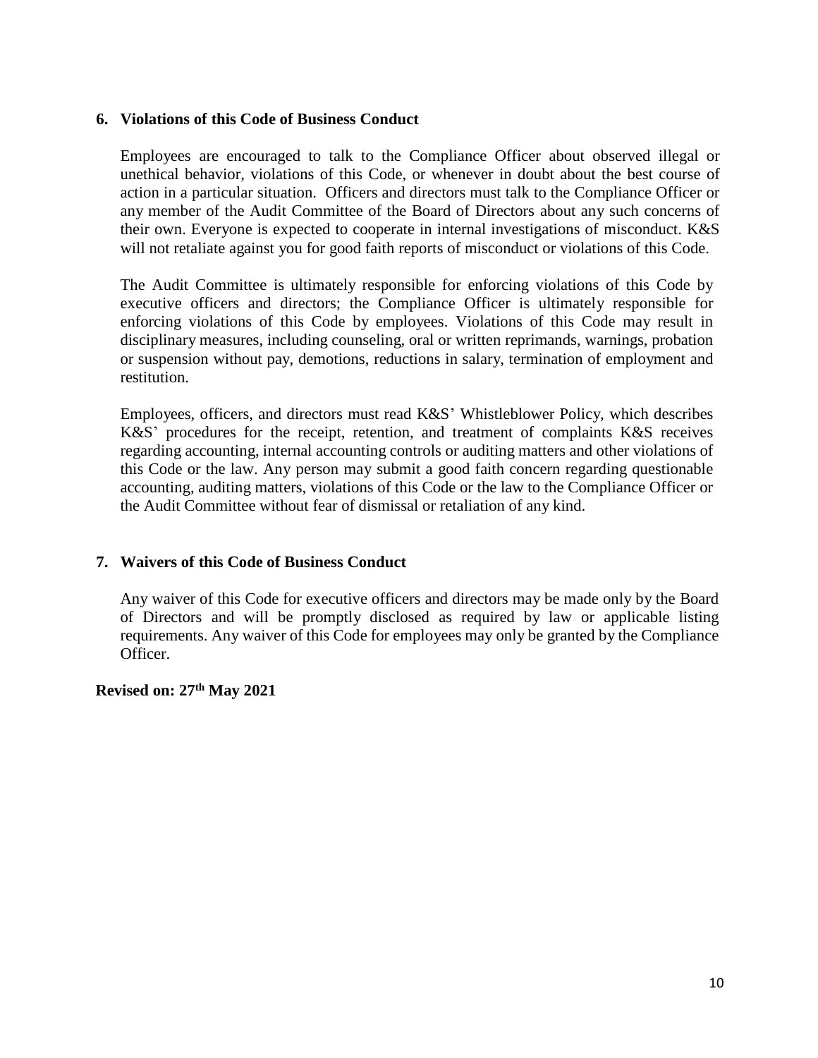## 6. Violations of this Code of Business Conduct

Employees are encouraged to talk to the Compliance Officer about observed illegal or unethical behavior, violations of this Code, or whenever in doubt about the best course of action in a particular situation. Officers and directors must talk to the Compliance Officer or any member of the Audit Committee of the Board of Directors about any such concerns of their own. Everyone is expected to cooperate in internal investigations of misconduct. K&S will not retaliate against you for good faith reports of misconduct or violations of this Code.

The Audit Committee is ultimately responsible for enforcing violations of this Code by executive officers and directors; the Compliance Officer is ultimately responsible for enforcing violations of this Code by employees. Violations of this Code may result in disciplinary measures, including counseling, oral or written reprimands, warnings, probation or suspension without pay, demotions, reductions in salary, termination of employment and restitution.

Employees, officers, and directors must read K&S' Whistleblower Policy, which describes K&S' procedures for the receipt, retention, and treatment of complaints K&S receives regarding accounting, internal accounting controls or auditing matters and other violations of this Code or the law. Any person may submit a good faith concern regarding questionable accounting, auditing matters, violations of this Code or the law to the Compliance Officer or the Audit Committee without fear of dismissal or retaliation of any kind.

## 7. Waivers of this Code of Business Conduct

Any waiver of this Code for executive officers and directors may be made only by the Board of Directors and will be promptly disclosed as required by law or applicable listing requirements. Any waiver of this Code for employees may only be granted by the Compliance Officer.

**Revised on: 27th May 2021**